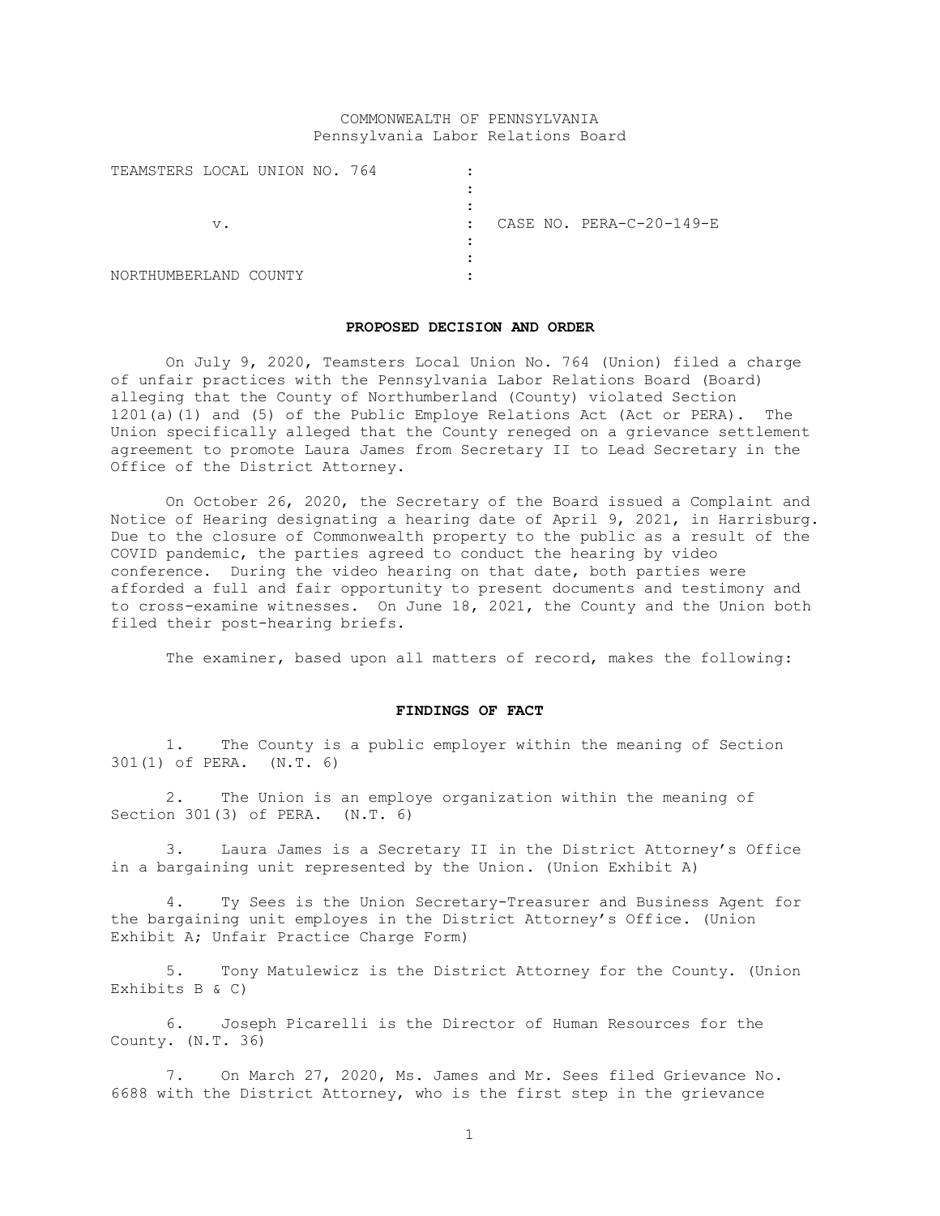COMMONWEALTH OF PENNSYLVANIA
Pennsylvania Labor Relations Board

| | | |
|---|---|---|
| TEAMSTERS LOCAL UNION NO. 764 | : | |
| v. | : | CASE NO. PERA-C-20-149-E |
| NORTHUMBERLAND COUNTY | : | |

**PROPOSED DECISION AND ORDER**

On July 9, 2020, Teamsters Local Union No. 764 (Union) filed a charge of unfair practices with the Pennsylvania Labor Relations Board (Board) alleging that the County of Northumberland (County) violated Section 1201(a)(1) and (5) of the Public Employe Relations Act (Act or PERA). The Union specifically alleged that the County reneged on a grievance settlement agreement to promote Laura James from Secretary II to Lead Secretary in the Office of the District Attorney.

On October 26, 2020, the Secretary of the Board issued a Complaint and Notice of Hearing designating a hearing date of April 9, 2021, in Harrisburg. Due to the closure of Commonwealth property to the public as a result of the COVID pandemic, the parties agreed to conduct the hearing by video conference. During the video hearing on that date, both parties were afforded a full and fair opportunity to present documents and testimony and to cross-examine witnesses. On June 18, 2021, the County and the Union both filed their post-hearing briefs.

The examiner, based upon all matters of record, makes the following:

**FINDINGS OF FACT**

1. The County is a public employer within the meaning of Section 301(1) of PERA. (N.T. 6)

2. The Union is an employe organization within the meaning of Section 301(3) of PERA. (N.T. 6)

3. Laura James is a Secretary II in the District Attorney's Office in a bargaining unit represented by the Union. (Union Exhibit A)

4. Ty Sees is the Union Secretary-Treasurer and Business Agent for the bargaining unit employes in the District Attorney's Office. (Union Exhibit A; Unfair Practice Charge Form)

5. Tony Matulewicz is the District Attorney for the County. (Union Exhibits B & C)

6. Joseph Picarelli is the Director of Human Resources for the County. (N.T. 36)

7. On March 27, 2020, Ms. James and Mr. Sees filed Grievance No. 6688 with the District Attorney, who is the first step in the grievance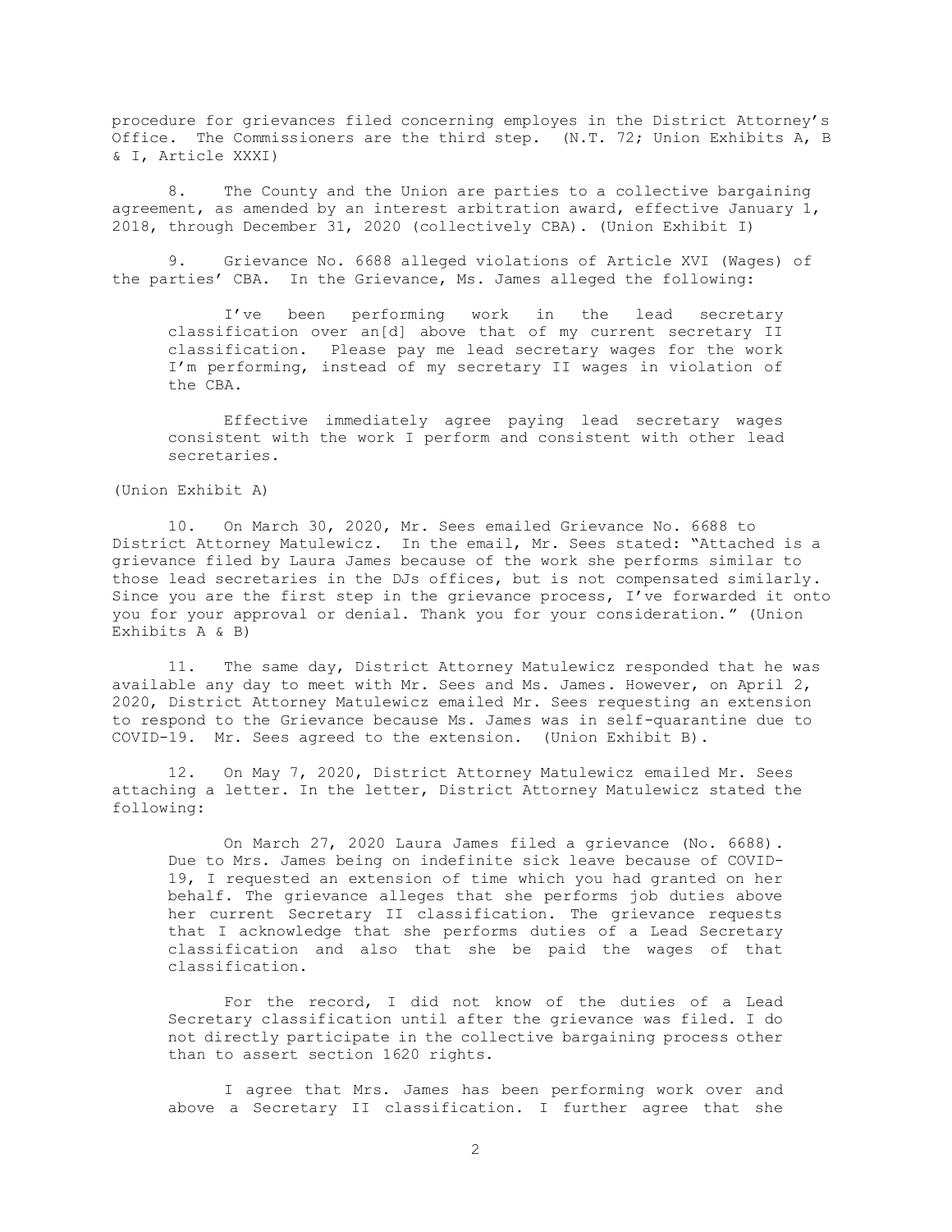procedure for grievances filed concerning employes in the District Attorney's Office. The Commissioners are the third step. (N.T. 72; Union Exhibits A, B & I, Article XXXI)

8. The County and the Union are parties to a collective bargaining agreement, as amended by an interest arbitration award, effective January 1, 2018, through December 31, 2020 (collectively CBA). (Union Exhibit I)

9. Grievance No. 6688 alleged violations of Article XVI (Wages) of the parties' CBA. In the Grievance, Ms. James alleged the following:

> I've been performing work in the lead secretary classification over an[d] above that of my current secretary II classification. Please pay me lead secretary wages for the work I'm performing, instead of my secretary II wages in violation of the CBA.
>
> Effective immediately agree paying lead secretary wages consistent with the work I perform and consistent with other lead secretaries.

(Union Exhibit A)

10. On March 30, 2020, Mr. Sees emailed Grievance No. 6688 to District Attorney Matulewicz. In the email, Mr. Sees stated: "Attached is a grievance filed by Laura James because of the work she performs similar to those lead secretaries in the DJs offices, but is not compensated similarly. Since you are the first step in the grievance process, I've forwarded it onto you for your approval or denial. Thank you for your consideration." (Union Exhibits A & B)

11. The same day, District Attorney Matulewicz responded that he was available any day to meet with Mr. Sees and Ms. James. However, on April 2, 2020, District Attorney Matulewicz emailed Mr. Sees requesting an extension to respond to the Grievance because Ms. James was in self-quarantine due to COVID-19. Mr. Sees agreed to the extension. (Union Exhibit B).

12. On May 7, 2020, District Attorney Matulewicz emailed Mr. Sees attaching a letter. In the letter, District Attorney Matulewicz stated the following:

> On March 27, 2020 Laura James filed a grievance (No. 6688). Due to Mrs. James being on indefinite sick leave because of COVID-19, I requested an extension of time which you had granted on her behalf. The grievance alleges that she performs job duties above her current Secretary II classification. The grievance requests that I acknowledge that she performs duties of a Lead Secretary classification and also that she be paid the wages of that classification.
>
> For the record, I did not know of the duties of a Lead Secretary classification until after the grievance was filed. I do not directly participate in the collective bargaining process other than to assert section 1620 rights.
>
> I agree that Mrs. James has been performing work over and above a Secretary II classification. I further agree that she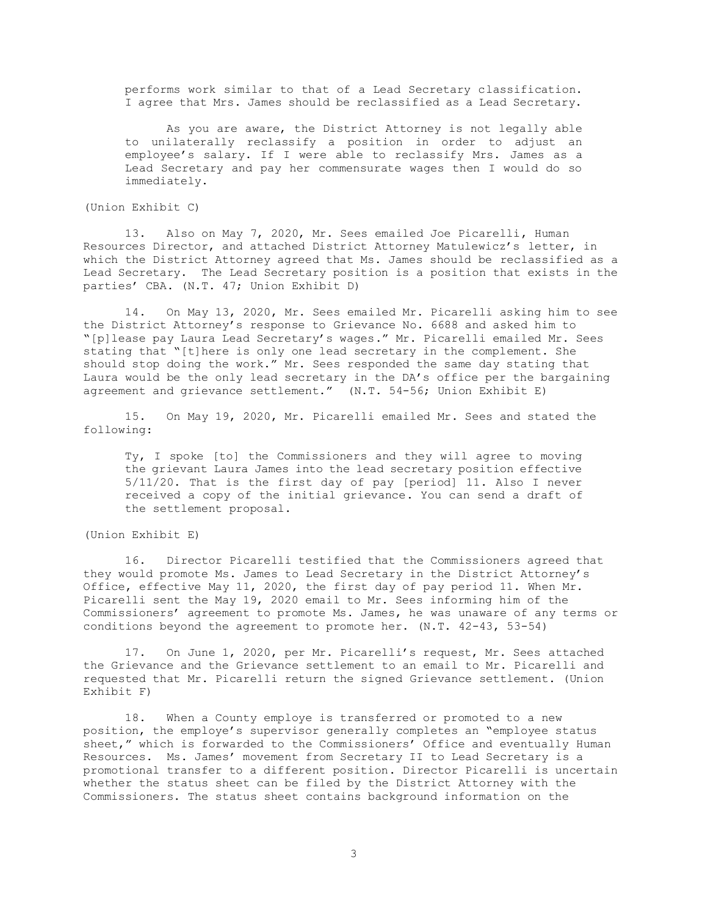> performs work similar to that of a Lead Secretary classification. I agree that Mrs. James should be reclassified as a Lead Secretary.
>
> As you are aware, the District Attorney is not legally able to unilaterally reclassify a position in order to adjust an employee's salary. If I were able to reclassify Mrs. James as a Lead Secretary and pay her commensurate wages then I would do so immediately.

(Union Exhibit C)

13. Also on May 7, 2020, Mr. Sees emailed Joe Picarelli, Human Resources Director, and attached District Attorney Matulewicz's letter, in which the District Attorney agreed that Ms. James should be reclassified as a Lead Secretary. The Lead Secretary position is a position that exists in the parties' CBA. (N.T. 47; Union Exhibit D)

14. On May 13, 2020, Mr. Sees emailed Mr. Picarelli asking him to see the District Attorney's response to Grievance No. 6688 and asked him to "[p]lease pay Laura Lead Secretary's wages." Mr. Picarelli emailed Mr. Sees stating that "[t]here is only one lead secretary in the complement. She should stop doing the work." Mr. Sees responded the same day stating that Laura would be the only lead secretary in the DA's office per the bargaining agreement and grievance settlement." (N.T. 54-56; Union Exhibit E)

15. On May 19, 2020, Mr. Picarelli emailed Mr. Sees and stated the following:

> Ty, I spoke [to] the Commissioners and they will agree to moving the grievant Laura James into the lead secretary position effective 5/11/20. That is the first day of pay [period] 11. Also I never received a copy of the initial grievance. You can send a draft of the settlement proposal.

(Union Exhibit E)

16. Director Picarelli testified that the Commissioners agreed that they would promote Ms. James to Lead Secretary in the District Attorney's Office, effective May 11, 2020, the first day of pay period 11. When Mr. Picarelli sent the May 19, 2020 email to Mr. Sees informing him of the Commissioners' agreement to promote Ms. James, he was unaware of any terms or conditions beyond the agreement to promote her. (N.T. 42-43, 53-54)

17. On June 1, 2020, per Mr. Picarelli's request, Mr. Sees attached the Grievance and the Grievance settlement to an email to Mr. Picarelli and requested that Mr. Picarelli return the signed Grievance settlement. (Union Exhibit F)

18. When a County employe is transferred or promoted to a new position, the employe's supervisor generally completes an "employee status sheet," which is forwarded to the Commissioners' Office and eventually Human Resources. Ms. James' movement from Secretary II to Lead Secretary is a promotional transfer to a different position. Director Picarelli is uncertain whether the status sheet can be filed by the District Attorney with the Commissioners. The status sheet contains background information on the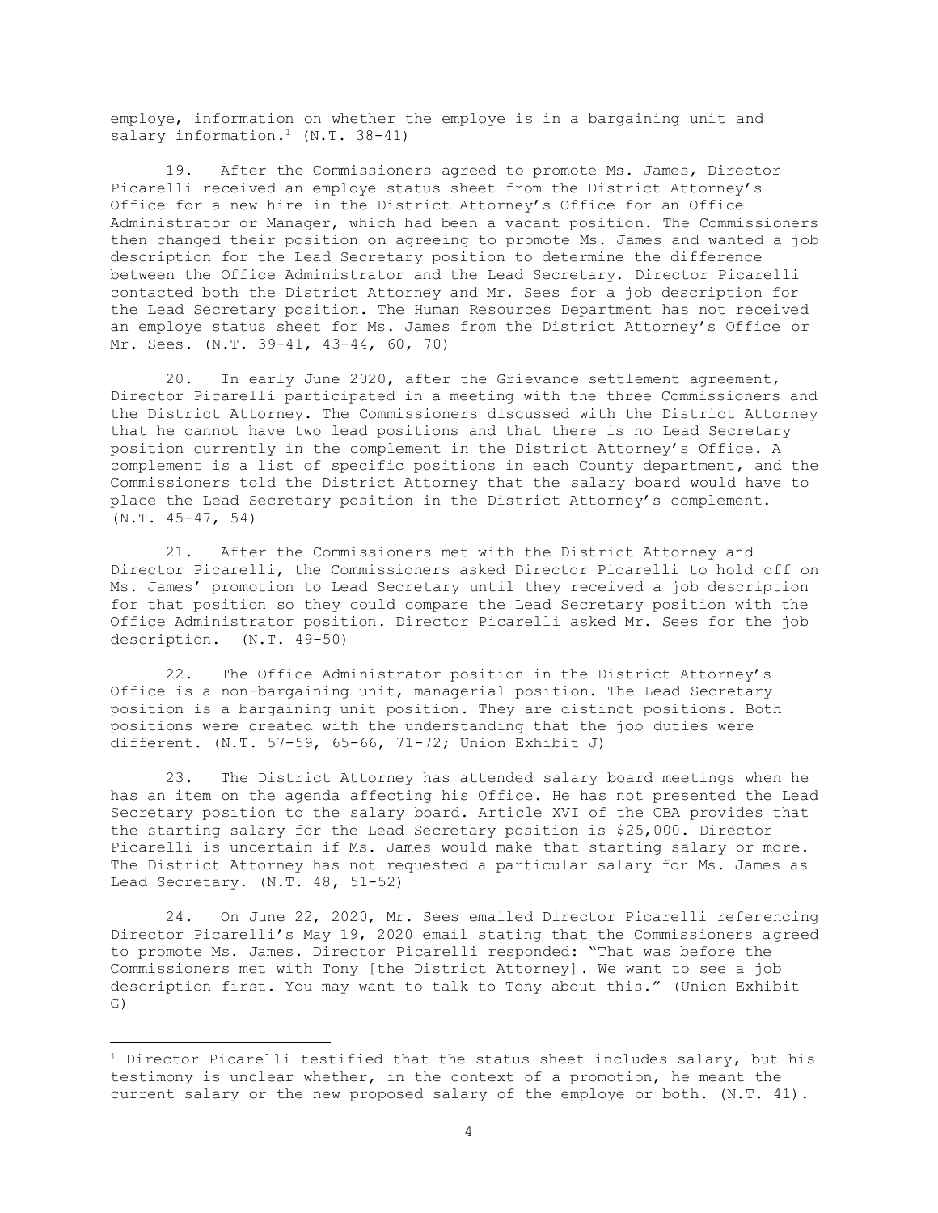employe, information on whether the employe is in a bargaining unit and salary information.[1] (N.T. 38-41)

19. After the Commissioners agreed to promote Ms. James, Director Picarelli received an employe status sheet from the District Attorney's Office for a new hire in the District Attorney's Office for an Office Administrator or Manager, which had been a vacant position. The Commissioners then changed their position on agreeing to promote Ms. James and wanted a job description for the Lead Secretary position to determine the difference between the Office Administrator and the Lead Secretary. Director Picarelli contacted both the District Attorney and Mr. Sees for a job description for the Lead Secretary position. The Human Resources Department has not received an employe status sheet for Ms. James from the District Attorney's Office or Mr. Sees. (N.T. 39-41, 43-44, 60, 70)

20. In early June 2020, after the Grievance settlement agreement, Director Picarelli participated in a meeting with the three Commissioners and the District Attorney. The Commissioners discussed with the District Attorney that he cannot have two lead positions and that there is no Lead Secretary position currently in the complement in the District Attorney's Office. A complement is a list of specific positions in each County department, and the Commissioners told the District Attorney that the salary board would have to place the Lead Secretary position in the District Attorney's complement. (N.T. 45-47, 54)

21. After the Commissioners met with the District Attorney and Director Picarelli, the Commissioners asked Director Picarelli to hold off on Ms. James' promotion to Lead Secretary until they received a job description for that position so they could compare the Lead Secretary position with the Office Administrator position. Director Picarelli asked Mr. Sees for the job description. (N.T. 49-50)

22. The Office Administrator position in the District Attorney's Office is a non-bargaining unit, managerial position. The Lead Secretary position is a bargaining unit position. They are distinct positions. Both positions were created with the understanding that the job duties were different. (N.T. 57-59, 65-66, 71-72; Union Exhibit J)

23. The District Attorney has attended salary board meetings when he has an item on the agenda affecting his Office. He has not presented the Lead Secretary position to the salary board. Article XVI of the CBA provides that the starting salary for the Lead Secretary position is $25,000. Director Picarelli is uncertain if Ms. James would make that starting salary or more. The District Attorney has not requested a particular salary for Ms. James as Lead Secretary. (N.T. 48, 51-52)

24. On June 22, 2020, Mr. Sees emailed Director Picarelli referencing Director Picarelli's May 19, 2020 email stating that the Commissioners agreed to promote Ms. James. Director Picarelli responded: "That was before the Commissioners met with Tony [the District Attorney]. We want to see a job description first. You may want to talk to Tony about this." (Union Exhibit G)

---

[1] Director Picarelli testified that the status sheet includes salary, but his testimony is unclear whether, in the context of a promotion, he meant the current salary or the new proposed salary of the employe or both. (N.T. 41).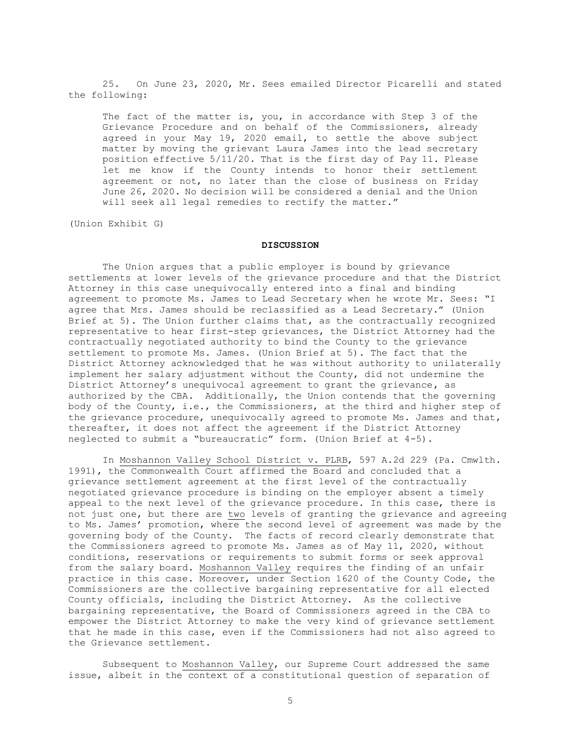25. On June 23, 2020, Mr. Sees emailed Director Picarelli and stated the following:

> The fact of the matter is, you, in accordance with Step 3 of the Grievance Procedure and on behalf of the Commissioners, already agreed in your May 19, 2020 email, to settle the above subject matter by moving the grievant Laura James into the lead secretary position effective 5/11/20. That is the first day of Pay 11. Please let me know if the County intends to honor their settlement agreement or not, no later than the close of business on Friday June 26, 2020. No decision will be considered a denial and the Union will seek all legal remedies to rectify the matter."

(Union Exhibit G)

## DISCUSSION

The Union argues that a public employer is bound by grievance settlements at lower levels of the grievance procedure and that the District Attorney in this case unequivocally entered into a final and binding agreement to promote Ms. James to Lead Secretary when he wrote Mr. Sees: "I agree that Mrs. James should be reclassified as a Lead Secretary." (Union Brief at 5). The Union further claims that, as the contractually recognized representative to hear first-step grievances, the District Attorney had the contractually negotiated authority to bind the County to the grievance settlement to promote Ms. James. (Union Brief at 5). The fact that the District Attorney acknowledged that he was without authority to unilaterally implement her salary adjustment without the County, did not undermine the District Attorney's unequivocal agreement to grant the grievance, as authorized by the CBA. Additionally, the Union contends that the governing body of the County, i.e., the Commissioners, at the third and higher step of the grievance procedure, unequivocally agreed to promote Ms. James and that, thereafter, it does not affect the agreement if the District Attorney neglected to submit a "bureaucratic" form. (Union Brief at 4-5).

In Moshannon Valley School District v. PLRB, 597 A.2d 229 (Pa. Cmwlth. 1991), the Commonwealth Court affirmed the Board and concluded that a grievance settlement agreement at the first level of the contractually negotiated grievance procedure is binding on the employer absent a timely appeal to the next level of the grievance procedure. In this case, there is not just one, but there are two levels of granting the grievance and agreeing to Ms. James' promotion, where the second level of agreement was made by the governing body of the County. The facts of record clearly demonstrate that the Commissioners agreed to promote Ms. James as of May 11, 2020, without conditions, reservations or requirements to submit forms or seek approval from the salary board. Moshannon Valley requires the finding of an unfair practice in this case. Moreover, under Section 1620 of the County Code, the Commissioners are the collective bargaining representative for all elected County officials, including the District Attorney. As the collective bargaining representative, the Board of Commissioners agreed in the CBA to empower the District Attorney to make the very kind of grievance settlement that he made in this case, even if the Commissioners had not also agreed to the Grievance settlement.

Subsequent to Moshannon Valley, our Supreme Court addressed the same issue, albeit in the context of a constitutional question of separation of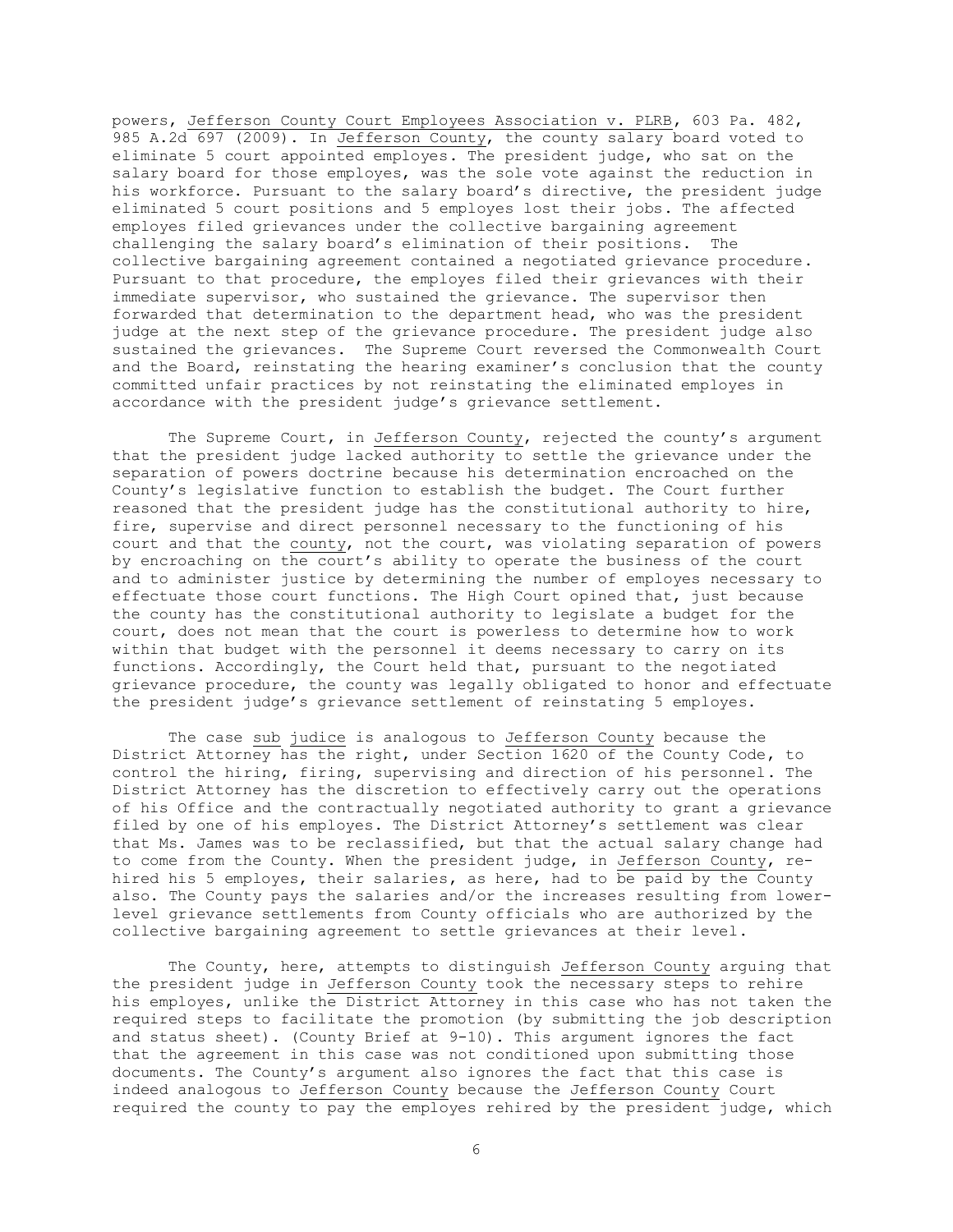powers, Jefferson County Court Employees Association v. PLRB, 603 Pa. 482, 985 A.2d 697 (2009). In Jefferson County, the county salary board voted to eliminate 5 court appointed employes. The president judge, who sat on the salary board for those employes, was the sole vote against the reduction in his workforce. Pursuant to the salary board's directive, the president judge eliminated 5 court positions and 5 employes lost their jobs. The affected employes filed grievances under the collective bargaining agreement challenging the salary board's elimination of their positions. The collective bargaining agreement contained a negotiated grievance procedure. Pursuant to that procedure, the employes filed their grievances with their immediate supervisor, who sustained the grievance. The supervisor then forwarded that determination to the department head, who was the president judge at the next step of the grievance procedure. The president judge also sustained the grievances. The Supreme Court reversed the Commonwealth Court and the Board, reinstating the hearing examiner's conclusion that the county committed unfair practices by not reinstating the eliminated employes in accordance with the president judge's grievance settlement.

The Supreme Court, in Jefferson County, rejected the county's argument that the president judge lacked authority to settle the grievance under the separation of powers doctrine because his determination encroached on the County's legislative function to establish the budget. The Court further reasoned that the president judge has the constitutional authority to hire, fire, supervise and direct personnel necessary to the functioning of his court and that the county, not the court, was violating separation of powers by encroaching on the court's ability to operate the business of the court and to administer justice by determining the number of employes necessary to effectuate those court functions. The High Court opined that, just because the county has the constitutional authority to legislate a budget for the court, does not mean that the court is powerless to determine how to work within that budget with the personnel it deems necessary to carry on its functions. Accordingly, the Court held that, pursuant to the negotiated grievance procedure, the county was legally obligated to honor and effectuate the president judge's grievance settlement of reinstating 5 employes.

The case sub judice is analogous to Jefferson County because the District Attorney has the right, under Section 1620 of the County Code, to control the hiring, firing, supervising and direction of his personnel. The District Attorney has the discretion to effectively carry out the operations of his Office and the contractually negotiated authority to grant a grievance filed by one of his employes. The District Attorney's settlement was clear that Ms. James was to be reclassified, but that the actual salary change had to come from the County. When the president judge, in Jefferson County, re-hired his 5 employes, their salaries, as here, had to be paid by the County also. The County pays the salaries and/or the increases resulting from lower-level grievance settlements from County officials who are authorized by the collective bargaining agreement to settle grievances at their level.

The County, here, attempts to distinguish Jefferson County arguing that the president judge in Jefferson County took the necessary steps to rehire his employes, unlike the District Attorney in this case who has not taken the required steps to facilitate the promotion (by submitting the job description and status sheet). (County Brief at 9-10). This argument ignores the fact that the agreement in this case was not conditioned upon submitting those documents. The County's argument also ignores the fact that this case is indeed analogous to Jefferson County because the Jefferson County Court required the county to pay the employes rehired by the president judge, which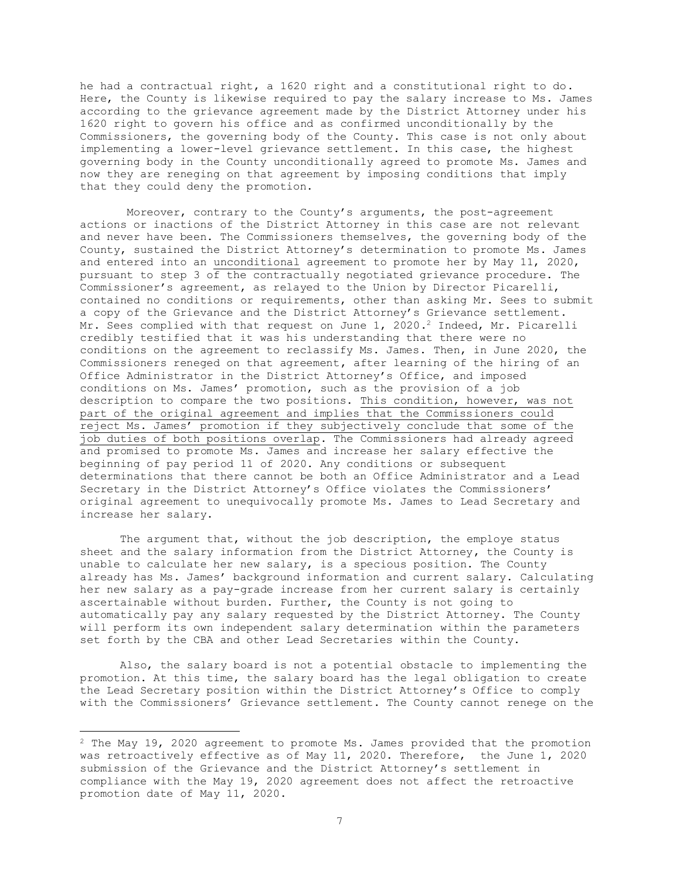he had a contractual right, a 1620 right and a constitutional right to do. Here, the County is likewise required to pay the salary increase to Ms. James according to the grievance agreement made by the District Attorney under his 1620 right to govern his office and as confirmed unconditionally by the Commissioners, the governing body of the County. This case is not only about implementing a lower-level grievance settlement. In this case, the highest governing body in the County unconditionally agreed to promote Ms. James and now they are reneging on that agreement by imposing conditions that imply that they could deny the promotion.

Moreover, contrary to the County's arguments, the post-agreement actions or inactions of the District Attorney in this case are not relevant and never have been. The Commissioners themselves, the governing body of the County, sustained the District Attorney's determination to promote Ms. James and entered into an <u>unconditional</u> agreement to promote her by May 11, 2020, pursuant to step 3 of the contractually negotiated grievance procedure. The Commissioner's agreement, as relayed to the Union by Director Picarelli, contained no conditions or requirements, other than asking Mr. Sees to submit a copy of the Grievance and the District Attorney's Grievance settlement. Mr. Sees complied with that request on June 1, 2020.[2] Indeed, Mr. Picarelli credibly testified that it was his understanding that there were no conditions on the agreement to reclassify Ms. James. Then, in June 2020, the Commissioners reneged on that agreement, after learning of the hiring of an Office Administrator in the District Attorney's Office, and imposed conditions on Ms. James' promotion, such as the provision of a job description to compare the two positions. <u>This condition, however, was not part of the original agreement and implies that the Commissioners could reject Ms. James' promotion if they subjectively conclude that some of the job duties of both positions overlap</u>. The Commissioners had already agreed and promised to promote Ms. James and increase her salary effective the beginning of pay period 11 of 2020. Any conditions or subsequent determinations that there cannot be both an Office Administrator and a Lead Secretary in the District Attorney's Office violates the Commissioners' original agreement to unequivocally promote Ms. James to Lead Secretary and increase her salary.

The argument that, without the job description, the employe status sheet and the salary information from the District Attorney, the County is unable to calculate her new salary, is a specious position. The County already has Ms. James' background information and current salary. Calculating her new salary as a pay-grade increase from her current salary is certainly ascertainable without burden. Further, the County is not going to automatically pay any salary requested by the District Attorney. The County will perform its own independent salary determination within the parameters set forth by the CBA and other Lead Secretaries within the County.

Also, the salary board is not a potential obstacle to implementing the promotion. At this time, the salary board has the legal obligation to create the Lead Secretary position within the District Attorney's Office to comply with the Commissioners' Grievance settlement. The County cannot renege on the

---

[2] The May 19, 2020 agreement to promote Ms. James provided that the promotion was retroactively effective as of May 11, 2020. Therefore, the June 1, 2020 submission of the Grievance and the District Attorney's settlement in compliance with the May 19, 2020 agreement does not affect the retroactive promotion date of May 11, 2020.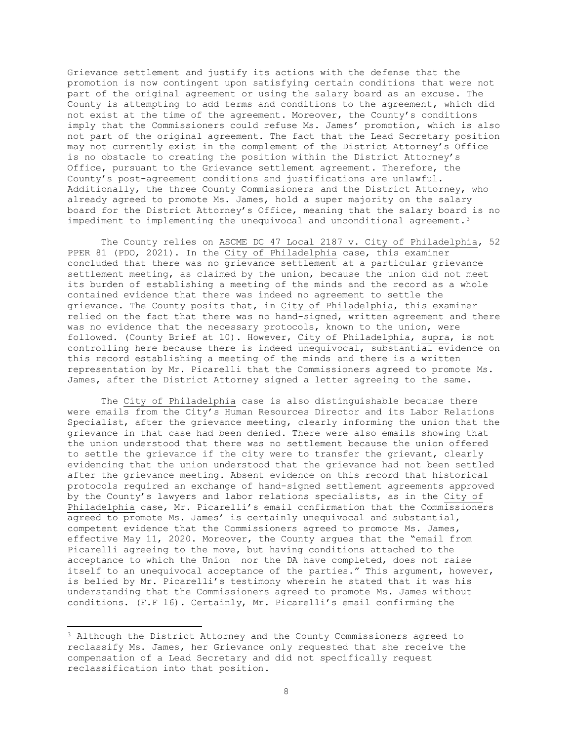Grievance settlement and justify its actions with the defense that the promotion is now contingent upon satisfying certain conditions that were not part of the original agreement or using the salary board as an excuse. The County is attempting to add terms and conditions to the agreement, which did not exist at the time of the agreement. Moreover, the County's conditions imply that the Commissioners could refuse Ms. James' promotion, which is also not part of the original agreement. The fact that the Lead Secretary position may not currently exist in the complement of the District Attorney's Office is no obstacle to creating the position within the District Attorney's Office, pursuant to the Grievance settlement agreement. Therefore, the County's post-agreement conditions and justifications are unlawful. Additionally, the three County Commissioners and the District Attorney, who already agreed to promote Ms. James, hold a super majority on the salary board for the District Attorney's Office, meaning that the salary board is no impediment to implementing the unequivocal and unconditional agreement.[3]

The County relies on ASCME DC 47 Local 2187 v. City of Philadelphia, 52 PPER 81 (PDO, 2021). In the City of Philadelphia case, this examiner concluded that there was no grievance settlement at a particular grievance settlement meeting, as claimed by the union, because the union did not meet its burden of establishing a meeting of the minds and the record as a whole contained evidence that there was indeed no agreement to settle the grievance. The County posits that, in City of Philadelphia, this examiner relied on the fact that there was no hand-signed, written agreement and there was no evidence that the necessary protocols, known to the union, were followed. (County Brief at 10). However, City of Philadelphia, supra, is not controlling here because there is indeed unequivocal, substantial evidence on this record establishing a meeting of the minds and there is a written representation by Mr. Picarelli that the Commissioners agreed to promote Ms. James, after the District Attorney signed a letter agreeing to the same.

The City of Philadelphia case is also distinguishable because there were emails from the City's Human Resources Director and its Labor Relations Specialist, after the grievance meeting, clearly informing the union that the grievance in that case had been denied. There were also emails showing that the union understood that there was no settlement because the union offered to settle the grievance if the city were to transfer the grievant, clearly evidencing that the union understood that the grievance had not been settled after the grievance meeting. Absent evidence on this record that historical protocols required an exchange of hand-signed settlement agreements approved by the County's lawyers and labor relations specialists, as in the City of Philadelphia case, Mr. Picarelli's email confirmation that the Commissioners agreed to promote Ms. James' is certainly unequivocal and substantial, competent evidence that the Commissioners agreed to promote Ms. James, effective May 11, 2020. Moreover, the County argues that the "email from Picarelli agreeing to the move, but having conditions attached to the acceptance to which the Union nor the DA have completed, does not raise itself to an unequivocal acceptance of the parties." This argument, however, is belied by Mr. Picarelli's testimony wherein he stated that it was his understanding that the Commissioners agreed to promote Ms. James without conditions. (F.F 16). Certainly, Mr. Picarelli's email confirming the

---

[3] Although the District Attorney and the County Commissioners agreed to reclassify Ms. James, her Grievance only requested that she receive the compensation of a Lead Secretary and did not specifically request reclassification into that position.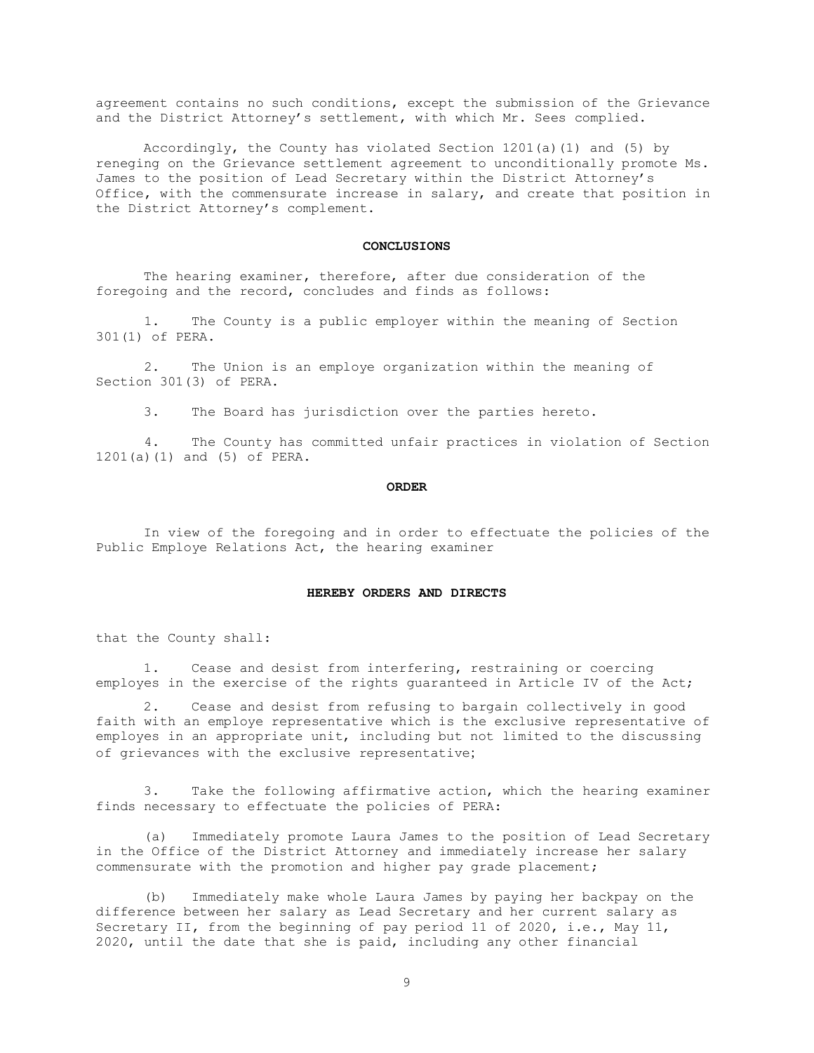agreement contains no such conditions, except the submission of the Grievance and the District Attorney's settlement, with which Mr. Sees complied.

Accordingly, the County has violated Section 1201(a)(1) and (5) by reneging on the Grievance settlement agreement to unconditionally promote Ms. James to the position of Lead Secretary within the District Attorney's Office, with the commensurate increase in salary, and create that position in the District Attorney's complement.

## CONCLUSIONS

The hearing examiner, therefore, after due consideration of the foregoing and the record, concludes and finds as follows:

1. The County is a public employer within the meaning of Section 301(1) of PERA.

2. The Union is an employe organization within the meaning of Section 301(3) of PERA.

3. The Board has jurisdiction over the parties hereto.

4. The County has committed unfair practices in violation of Section 1201(a)(1) and (5) of PERA.

## ORDER

In view of the foregoing and in order to effectuate the policies of the Public Employe Relations Act, the hearing examiner

**HEREBY ORDERS AND DIRECTS**

that the County shall:

1. Cease and desist from interfering, restraining or coercing employes in the exercise of the rights guaranteed in Article IV of the Act;

2. Cease and desist from refusing to bargain collectively in good faith with an employe representative which is the exclusive representative of employes in an appropriate unit, including but not limited to the discussing of grievances with the exclusive representative;

3. Take the following affirmative action, which the hearing examiner finds necessary to effectuate the policies of PERA:

(a) Immediately promote Laura James to the position of Lead Secretary in the Office of the District Attorney and immediately increase her salary commensurate with the promotion and higher pay grade placement;

(b) Immediately make whole Laura James by paying her backpay on the difference between her salary as Lead Secretary and her current salary as Secretary II, from the beginning of pay period 11 of 2020, i.e., May 11, 2020, until the date that she is paid, including any other financial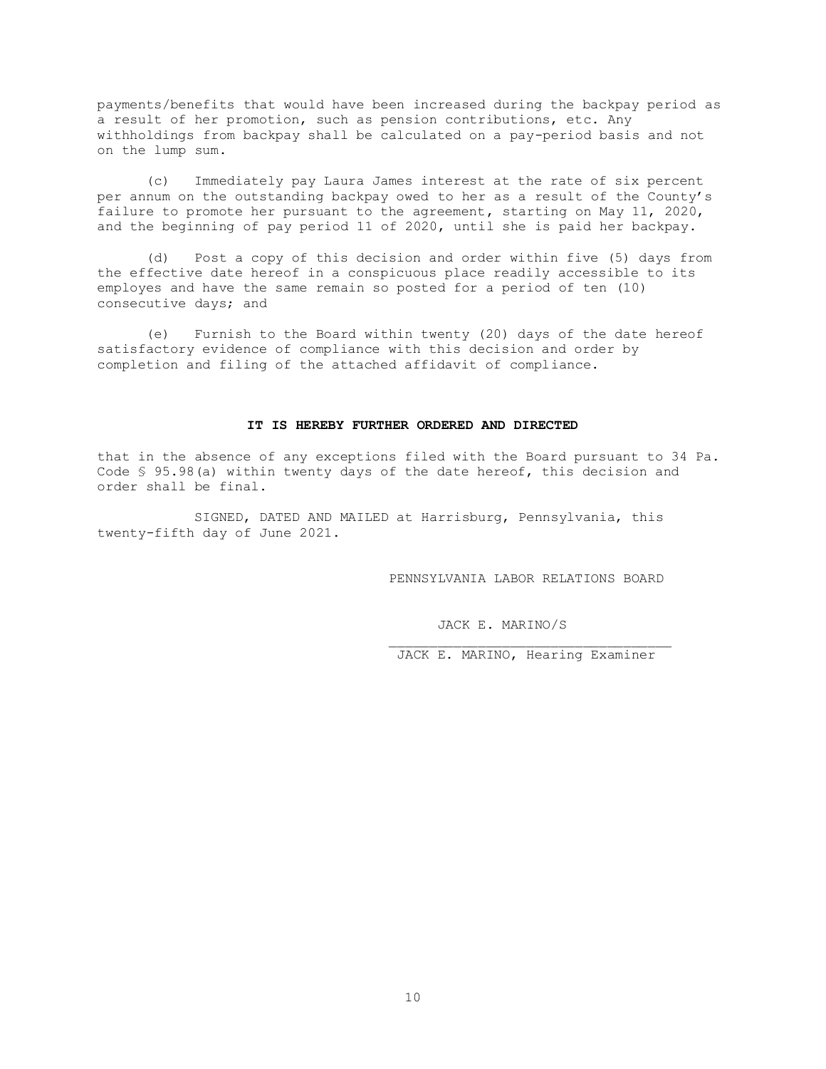payments/benefits that would have been increased during the backpay period as a result of her promotion, such as pension contributions, etc. Any withholdings from backpay shall be calculated on a pay-period basis and not on the lump sum.

(c) Immediately pay Laura James interest at the rate of six percent per annum on the outstanding backpay owed to her as a result of the County's failure to promote her pursuant to the agreement, starting on May 11, 2020, and the beginning of pay period 11 of 2020, until she is paid her backpay.

(d) Post a copy of this decision and order within five (5) days from the effective date hereof in a conspicuous place readily accessible to its employes and have the same remain so posted for a period of ten (10) consecutive days; and

(e) Furnish to the Board within twenty (20) days of the date hereof satisfactory evidence of compliance with this decision and order by completion and filing of the attached affidavit of compliance.

**IT IS HEREBY FURTHER ORDERED AND DIRECTED**

that in the absence of any exceptions filed with the Board pursuant to 34 Pa. Code § 95.98(a) within twenty days of the date hereof, this decision and order shall be final.

SIGNED, DATED AND MAILED at Harrisburg, Pennsylvania, this twenty-fifth day of June 2021.

PENNSYLVANIA LABOR RELATIONS BOARD

JACK E. MARINO/S

JACK E. MARINO, Hearing Examiner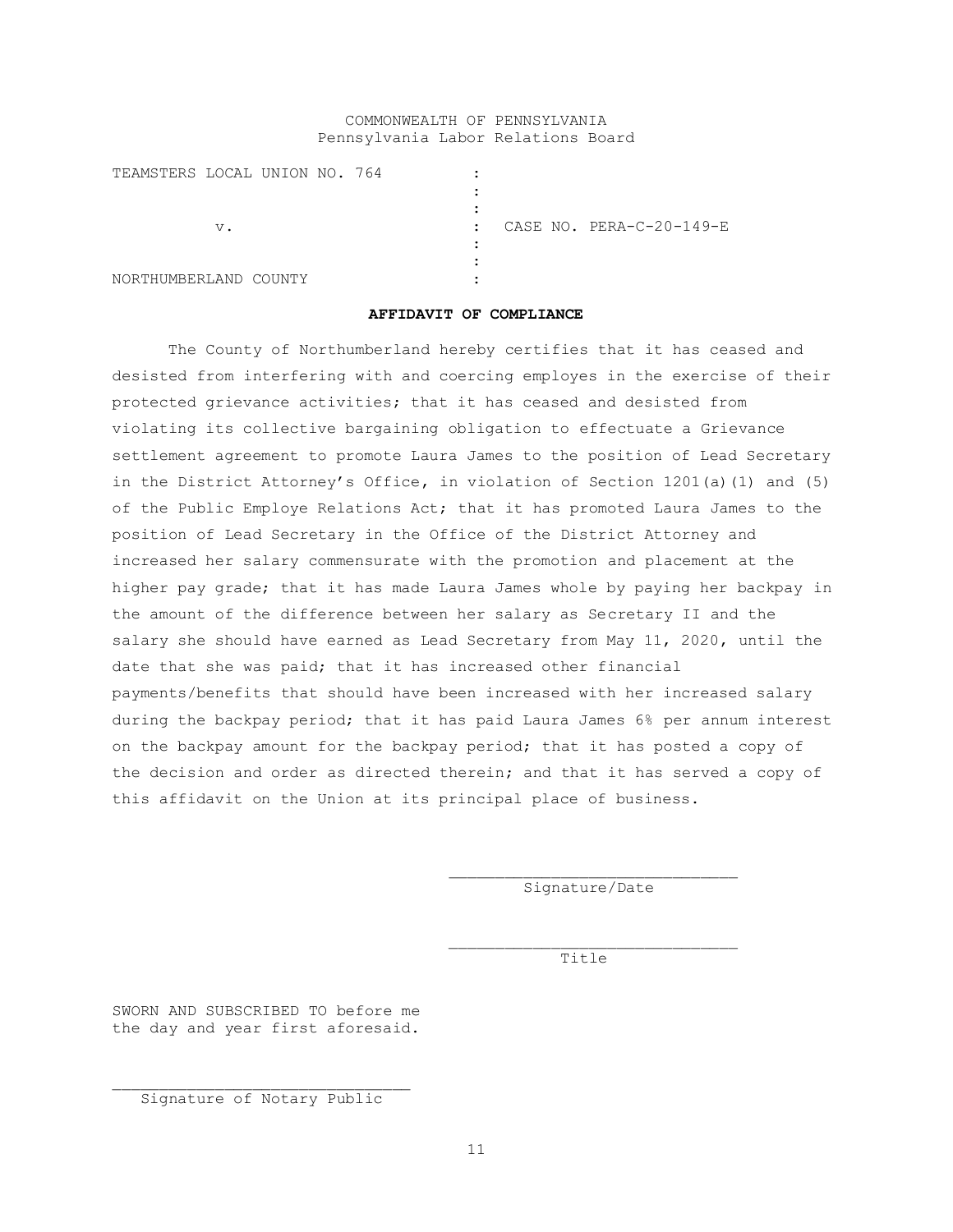COMMONWEALTH OF PENNSYLVANIA
Pennsylvania Labor Relations Board

TEAMSTERS LOCAL UNION NO. 764 :
:
:
v. : CASE NO. PERA-C-20-149-E
:
:
NORTHUMBERLAND COUNTY :

**AFFIDAVIT OF COMPLIANCE**

The County of Northumberland hereby certifies that it has ceased and desisted from interfering with and coercing employes in the exercise of their protected grievance activities; that it has ceased and desisted from violating its collective bargaining obligation to effectuate a Grievance settlement agreement to promote Laura James to the position of Lead Secretary in the District Attorney's Office, in violation of Section 1201(a)(1) and (5) of the Public Employe Relations Act; that it has promoted Laura James to the position of Lead Secretary in the Office of the District Attorney and increased her salary commensurate with the promotion and placement at the higher pay grade; that it has made Laura James whole by paying her backpay in the amount of the difference between her salary as Secretary II and the salary she should have earned as Lead Secretary from May 11, 2020, until the date that she was paid; that it has increased other financial payments/benefits that should have been increased with her increased salary during the backpay period; that it has paid Laura James 6% per annum interest on the backpay amount for the backpay period; that it has posted a copy of the decision and order as directed therein; and that it has served a copy of this affidavit on the Union at its principal place of business.

_______________________________
Signature/Date

_______________________________
Title

SWORN AND SUBSCRIBED TO before me
the day and year first aforesaid.

_______________________________
Signature of Notary Public